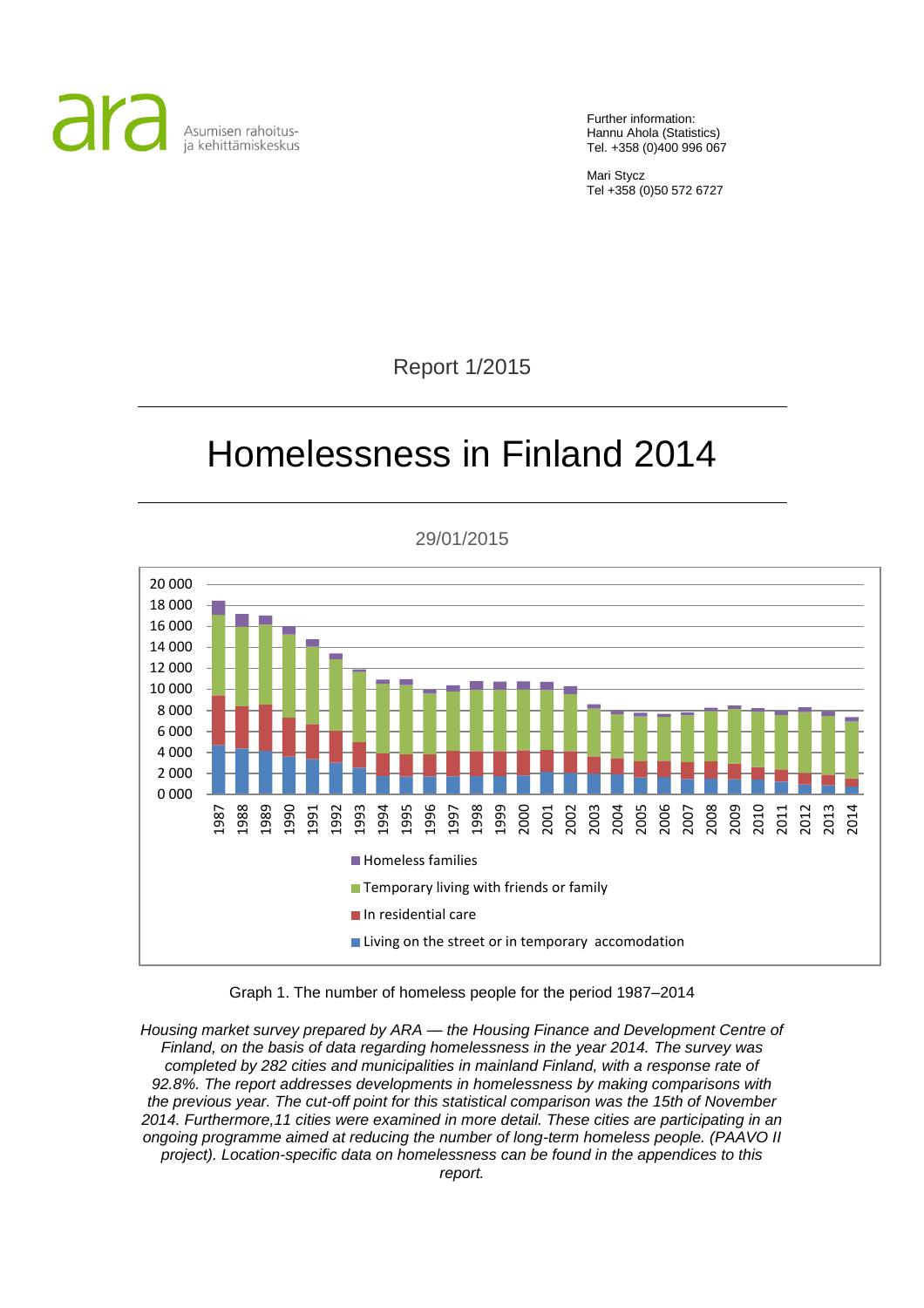ara Asumisen rahoitus- ja kehittämiskeskus

Further information:
Hannu Ahola (Statistics)
Tel. +358 (0)400 996 067

Mari Stycz
Tel +358 (0)50 572 6727

Report 1/2015

# Homelessness in Finland 2014

29/01/2015

Graph 1. The number of homeless people for the period 1987–2014

*Housing market survey prepared by ARA — the Housing Finance and Development Centre of Finland, on the basis of data regarding homelessness in the year 2014. The survey was completed by 282 cities and municipalities in mainland Finland, with a response rate of 92.8%. The report addresses developments in homelessness by making comparisons with the previous year. The cut-off point for this statistical comparison was the 15th of November 2014. Furthermore,11 cities were examined in more detail. These cities are participating in an ongoing programme aimed at reducing the number of long-term homeless people. (PAAVO II project). Location-specific data on homelessness can be found in the appendices to this report.*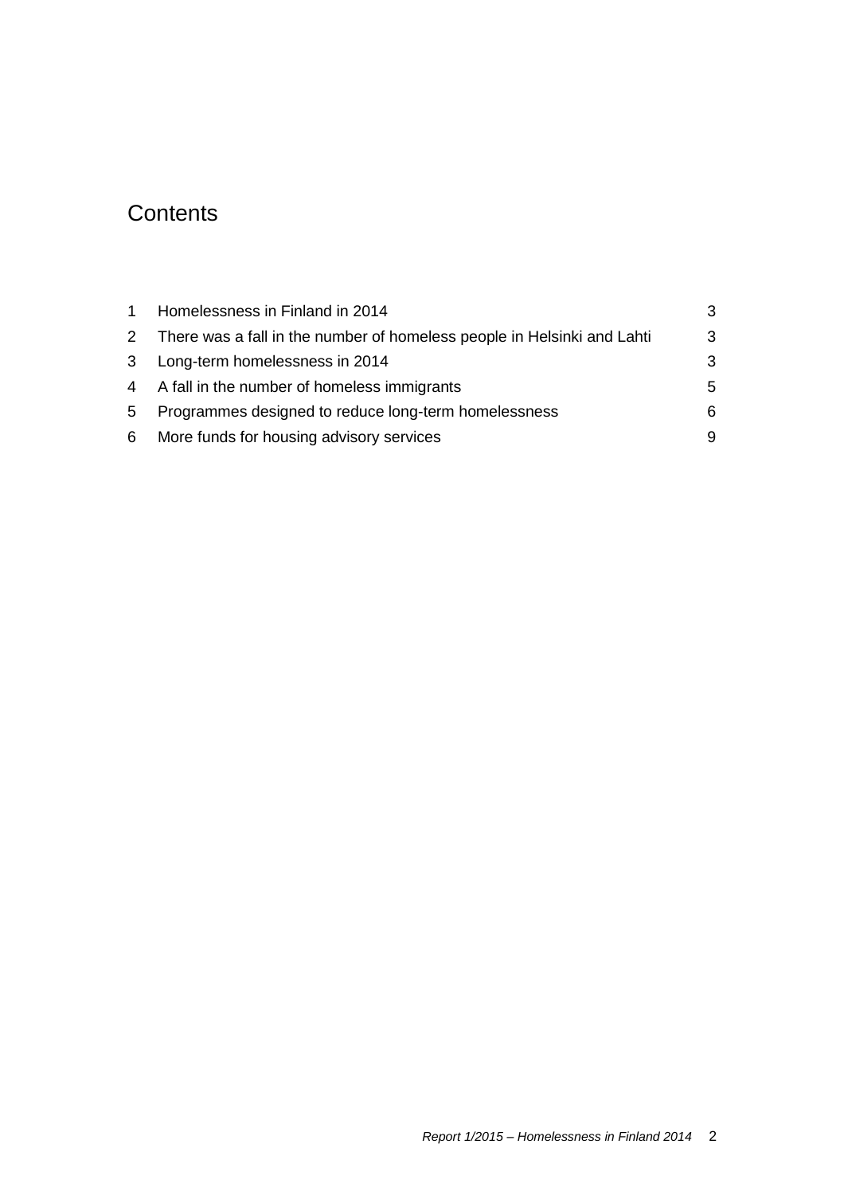# Contents

| | | |
|---|---|---|
| 1 | Homelessness in Finland in 2014 | 3 |
| 2 | There was a fall in the number of homeless people in Helsinki and Lahti | 3 |
| 3 | Long-term homelessness in 2014 | 3 |
| 4 | A fall in the number of homeless immigrants | 5 |
| 5 | Programmes designed to reduce long-term homelessness | 6 |
| 6 | More funds for housing advisory services | 9 |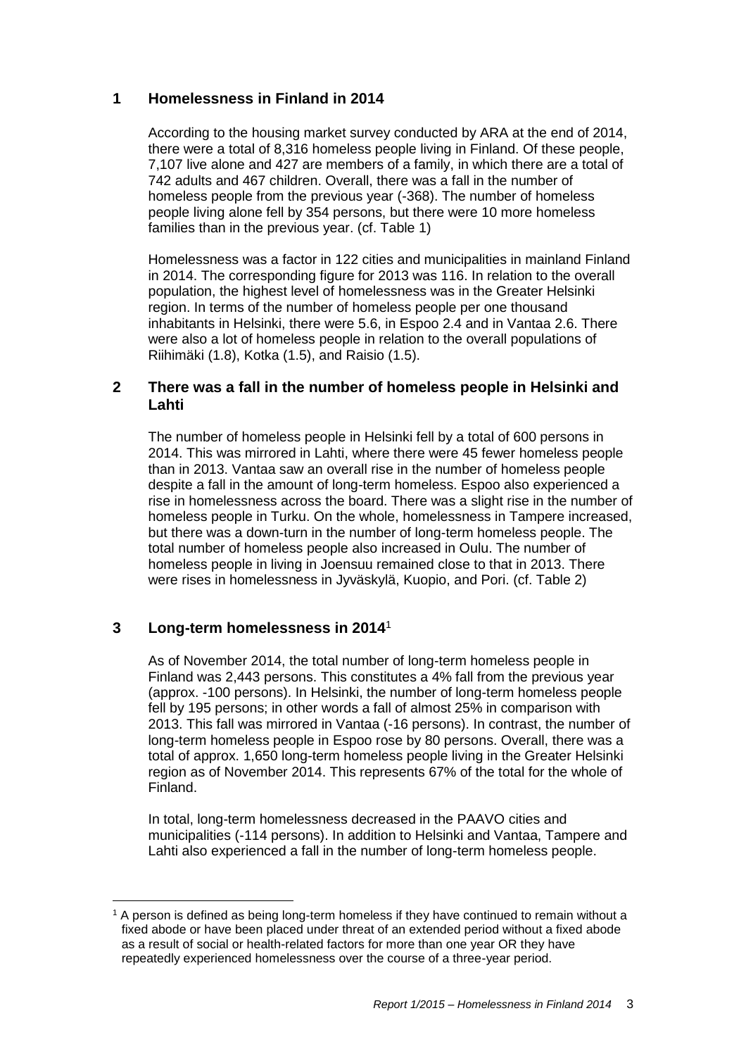## 1 Homelessness in Finland in 2014

According to the housing market survey conducted by ARA at the end of 2014, there were a total of 8,316 homeless people living in Finland. Of these people, 7,107 live alone and 427 are members of a family, in which there are a total of 742 adults and 467 children. Overall, there was a fall in the number of homeless people from the previous year (-368). The number of homeless people living alone fell by 354 persons, but there were 10 more homeless families than in the previous year. (cf. Table 1)

Homelessness was a factor in 122 cities and municipalities in mainland Finland in 2014. The corresponding figure for 2013 was 116. In relation to the overall population, the highest level of homelessness was in the Greater Helsinki region. In terms of the number of homeless people per one thousand inhabitants in Helsinki, there were 5.6, in Espoo 2.4 and in Vantaa 2.6. There were also a lot of homeless people in relation to the overall populations of Riihimäki (1.8), Kotka (1.5), and Raisio (1.5).

## 2 There was a fall in the number of homeless people in Helsinki and Lahti

The number of homeless people in Helsinki fell by a total of 600 persons in 2014. This was mirrored in Lahti, where there were 45 fewer homeless people than in 2013. Vantaa saw an overall rise in the number of homeless people despite a fall in the amount of long-term homeless. Espoo also experienced a rise in homelessness across the board. There was a slight rise in the number of homeless people in Turku. On the whole, homelessness in Tampere increased, but there was a down-turn in the number of long-term homeless people. The total number of homeless people also increased in Oulu. The number of homeless people in living in Joensuu remained close to that in 2013. There were rises in homelessness in Jyväskylä, Kuopio, and Pori. (cf. Table 2)

## 3 Long-term homelessness in 2014[1]

As of November 2014, the total number of long-term homeless people in Finland was 2,443 persons. This constitutes a 4% fall from the previous year (approx. -100 persons). In Helsinki, the number of long-term homeless people fell by 195 persons; in other words a fall of almost 25% in comparison with 2013. This fall was mirrored in Vantaa (-16 persons). In contrast, the number of long-term homeless people in Espoo rose by 80 persons. Overall, there was a total of approx. 1,650 long-term homeless people living in the Greater Helsinki region as of November 2014. This represents 67% of the total for the whole of Finland.

In total, long-term homelessness decreased in the PAAVO cities and municipalities (-114 persons). In addition to Helsinki and Vantaa, Tampere and Lahti also experienced a fall in the number of long-term homeless people.

[1] A person is defined as being long-term homeless if they have continued to remain without a fixed abode or have been placed under threat of an extended period without a fixed abode as a result of social or health-related factors for more than one year OR they have repeatedly experienced homelessness over the course of a three-year period.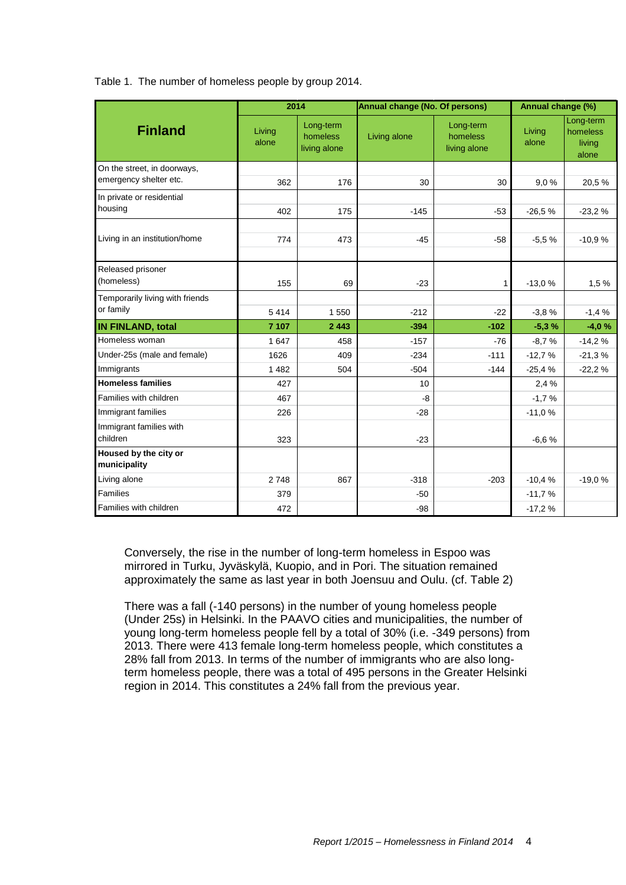Table 1. The number of homeless people by group 2014.

| Finland | 2014 | | Annual change (No. Of persons) | | Annual change (%) | |
|---|---|---|---|---|---|---|
| | Living alone | Long-term homeless living alone | Living alone | Long-term homeless living alone | Living alone | Long-term homeless living alone |
| On the street, in doorways, emergency shelter etc. | 362 | 176 | 30 | 30 | 9,0 % | 20,5 % |
| In private or residential housing | 402 | 175 | -145 | -53 | -26,5 % | -23,2 % |
| Living in an institution/home | 774 | 473 | -45 | -58 | -5,5 % | -10,9 % |
| Released prisoner (homeless) | 155 | 69 | -23 | 1 | -13,0 % | 1,5 % |
| Temporarily living with friends or family | 5 414 | 1 550 | -212 | -22 | -3,8 % | -1,4 % |
| **IN FINLAND, total** | **7 107** | **2 443** | **-394** | **-102** | **-5,3 %** | **-4,0 %** |
| Homeless woman | 1 647 | 458 | -157 | -76 | -8,7 % | -14,2 % |
| Under-25s (male and female) | 1626 | 409 | -234 | -111 | -12,7 % | -21,3 % |
| Immigrants | 1 482 | 504 | -504 | -144 | -25,4 % | -22,2 % |
| **Homeless families** | 427 | | 10 | | 2,4 % | |
| Families with children | 467 | | -8 | | -1,7 % | |
| Immigrant families | 226 | | -28 | | -11,0 % | |
| Immigrant families with children | 323 | | -23 | | -6,6 % | |
| **Housed by the city or municipality** | | | | | | |
| Living alone | 2 748 | 867 | -318 | -203 | -10,4 % | -19,0 % |
| Families | 379 | | -50 | | -11,7 % | |
| Families with children | 472 | | -98 | | -17,2 % | |

Conversely, the rise in the number of long-term homeless in Espoo was mirrored in Turku, Jyväskylä, Kuopio, and in Pori. The situation remained approximately the same as last year in both Joensuu and Oulu. (cf. Table 2)

There was a fall (-140 persons) in the number of young homeless people (Under 25s) in Helsinki. In the PAAVO cities and municipalities, the number of young long-term homeless people fell by a total of 30% (i.e. -349 persons) from 2013. There were 413 female long-term homeless people, which constitutes a 28% fall from 2013. In terms of the number of immigrants who are also long-term homeless people, there was a total of 495 persons in the Greater Helsinki region in 2014. This constitutes a 24% fall from the previous year.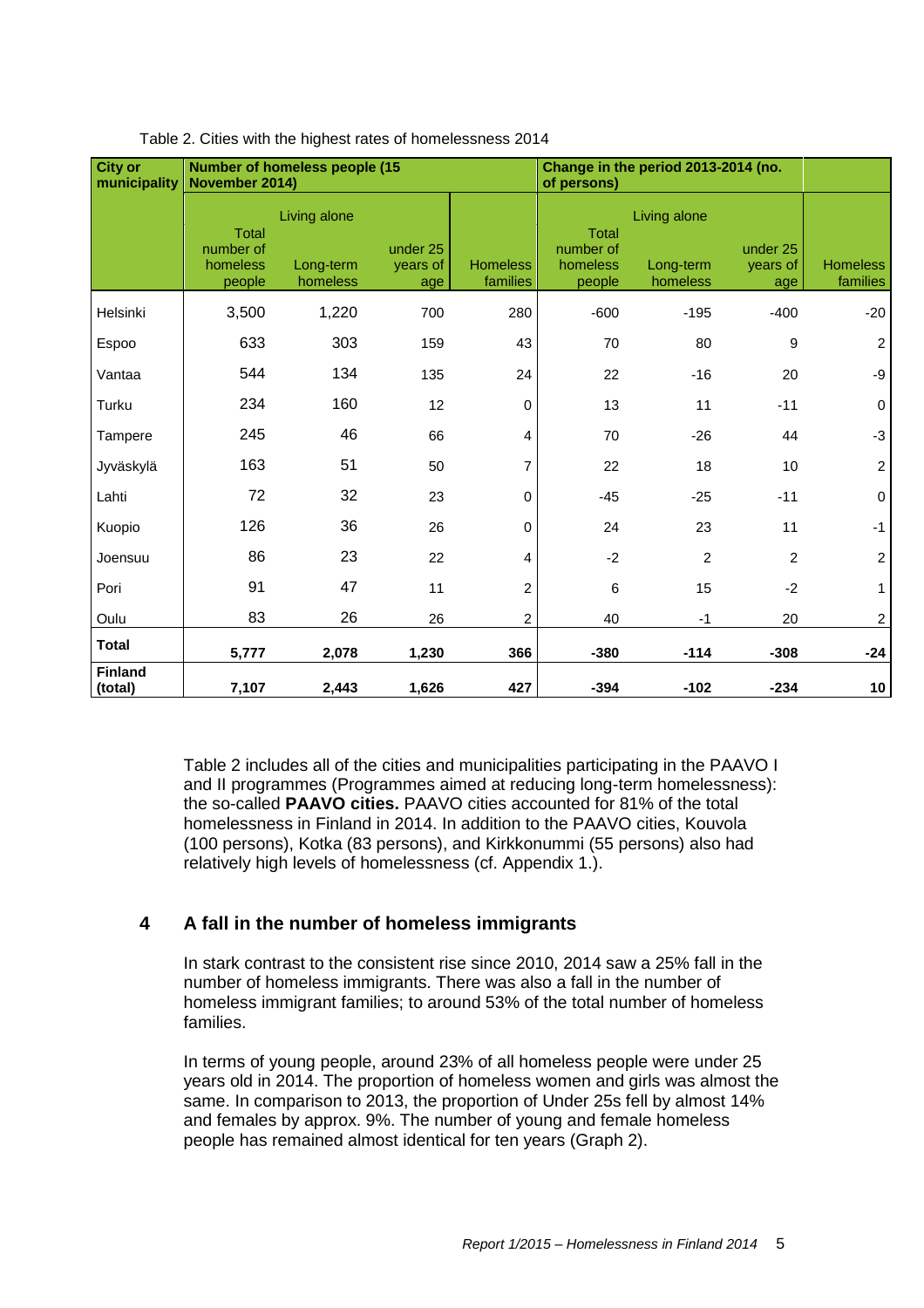Table 2. Cities with the highest rates of homelessness 2014

| City or municipality | Number of homeless people (15 November 2014) | | | | Change in the period 2013-2014 (no. of persons) | | | |
|---|---|---|---|---|---|---|---|---|
| | | Living alone | | | | Living alone | | |
| | Total number of homeless people | Long-term homeless | under 25 years of age | Homeless families | Total number of homeless people | Long-term homeless | under 25 years of age | Homeless families |
| Helsinki | 3,500 | 1,220 | 700 | 280 | -600 | -195 | -400 | -20 |
| Espoo | 633 | 303 | 159 | 43 | 70 | 80 | 9 | 2 |
| Vantaa | 544 | 134 | 135 | 24 | 22 | -16 | 20 | -9 |
| Turku | 234 | 160 | 12 | 0 | 13 | 11 | -11 | 0 |
| Tampere | 245 | 46 | 66 | 4 | 70 | -26 | 44 | -3 |
| Jyväskylä | 163 | 51 | 50 | 7 | 22 | 18 | 10 | 2 |
| Lahti | 72 | 32 | 23 | 0 | -45 | -25 | -11 | 0 |
| Kuopio | 126 | 36 | 26 | 0 | 24 | 23 | 11 | -1 |
| Joensuu | 86 | 23 | 22 | 4 | -2 | 2 | 2 | 2 |
| Pori | 91 | 47 | 11 | 2 | 6 | 15 | -2 | 1 |
| Oulu | 83 | 26 | 26 | 2 | 40 | -1 | 20 | 2 |
| **Total** | **5,777** | **2,078** | **1,230** | **366** | **-380** | **-114** | **-308** | **-24** |
| **Finland (total)** | **7,107** | **2,443** | **1,626** | **427** | **-394** | **-102** | **-234** | **10** |

Table 2 includes all of the cities and municipalities participating in the PAAVO I and II programmes (Programmes aimed at reducing long-term homelessness): the so-called **PAAVO cities.** PAAVO cities accounted for 81% of the total homelessness in Finland in 2014. In addition to the PAAVO cities, Kouvola (100 persons), Kotka (83 persons), and Kirkkonummi (55 persons) also had relatively high levels of homelessness (cf. Appendix 1.).

## 4 A fall in the number of homeless immigrants

In stark contrast to the consistent rise since 2010, 2014 saw a 25% fall in the number of homeless immigrants. There was also a fall in the number of homeless immigrant families; to around 53% of the total number of homeless families.

In terms of young people, around 23% of all homeless people were under 25 years old in 2014. The proportion of homeless women and girls was almost the same. In comparison to 2013, the proportion of Under 25s fell by almost 14% and females by approx. 9%. The number of young and female homeless people has remained almost identical for ten years (Graph 2).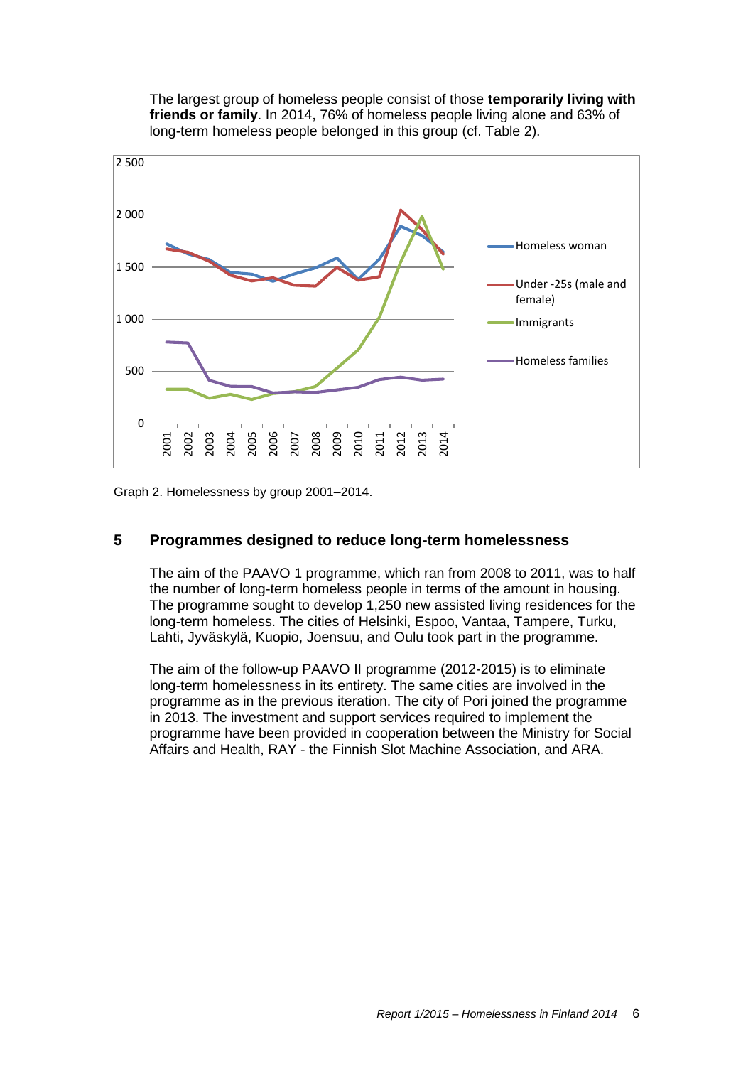The largest group of homeless people consist of those **temporarily living with friends or family**. In 2014, 76% of homeless people living alone and 63% of long-term homeless people belonged in this group (cf. Table 2).

Graph 2. Homelessness by group 2001–2014.

## 5 Programmes designed to reduce long-term homelessness

The aim of the PAAVO 1 programme, which ran from 2008 to 2011, was to half the number of long-term homeless people in terms of the amount in housing. The programme sought to develop 1,250 new assisted living residences for the long-term homeless. The cities of Helsinki, Espoo, Vantaa, Tampere, Turku, Lahti, Jyväskylä, Kuopio, Joensuu, and Oulu took part in the programme.

The aim of the follow-up PAAVO II programme (2012-2015) is to eliminate long-term homelessness in its entirety. The same cities are involved in the programme as in the previous iteration. The city of Pori joined the programme in 2013. The investment and support services required to implement the programme have been provided in cooperation between the Ministry for Social Affairs and Health, RAY - the Finnish Slot Machine Association, and ARA.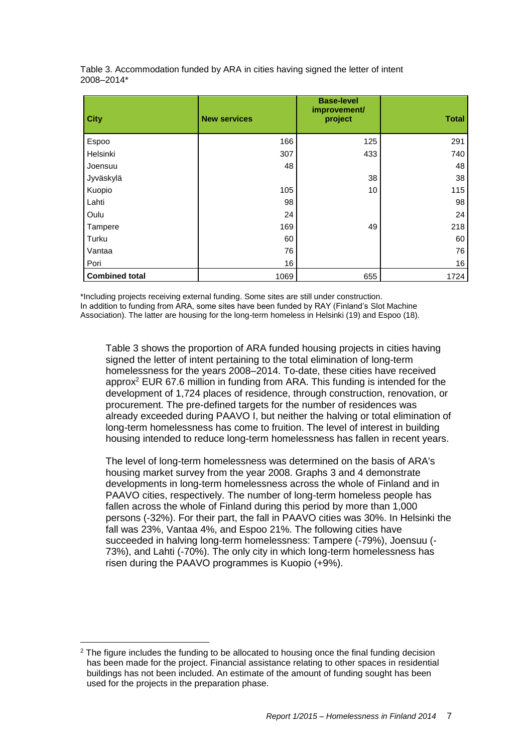Table 3. Accommodation funded by ARA in cities having signed the letter of intent 2008–2014*

| City | New services | Base-level improvement/ project | Total |
|---|---|---|---|
| Espoo | 166 | 125 | 291 |
| Helsinki | 307 | 433 | 740 |
| Joensuu | 48 | | 48 |
| Jyväskylä | | 38 | 38 |
| Kuopio | 105 | 10 | 115 |
| Lahti | 98 | | 98 |
| Oulu | 24 | | 24 |
| Tampere | 169 | 49 | 218 |
| Turku | 60 | | 60 |
| Vantaa | 76 | | 76 |
| Pori | 16 | | 16 |
| **Combined total** | 1069 | 655 | 1724 |

*Including projects receiving external funding. Some sites are still under construction.
In addition to funding from ARA, some sites have been funded by RAY (Finland's Slot Machine Association). The latter are housing for the long-term homeless in Helsinki (19) and Espoo (18).

Table 3 shows the proportion of ARA funded housing projects in cities having signed the letter of intent pertaining to the total elimination of long-term homelessness for the years 2008–2014. To-date, these cities have received approx[2] EUR 67.6 million in funding from ARA. This funding is intended for the development of 1,724 places of residence, through construction, renovation, or procurement. The pre-defined targets for the number of residences was already exceeded during PAAVO I, but neither the halving or total elimination of long-term homelessness has come to fruition. The level of interest in building housing intended to reduce long-term homelessness has fallen in recent years.

The level of long-term homelessness was determined on the basis of ARA's housing market survey from the year 2008. Graphs 3 and 4 demonstrate developments in long-term homelessness across the whole of Finland and in PAAVO cities, respectively. The number of long-term homeless people has fallen across the whole of Finland during this period by more than 1,000 persons (-32%). For their part, the fall in PAAVO cities was 30%. In Helsinki the fall was 23%, Vantaa 4%, and Espoo 21%. The following cities have succeeded in halving long-term homelessness: Tampere (-79%), Joensuu (-73%), and Lahti (-70%). The only city in which long-term homelessness has risen during the PAAVO programmes is Kuopio (+9%).

[2] The figure includes the funding to be allocated to housing once the final funding decision has been made for the project. Financial assistance relating to other spaces in residential buildings has not been included. An estimate of the amount of funding sought has been used for the projects in the preparation phase.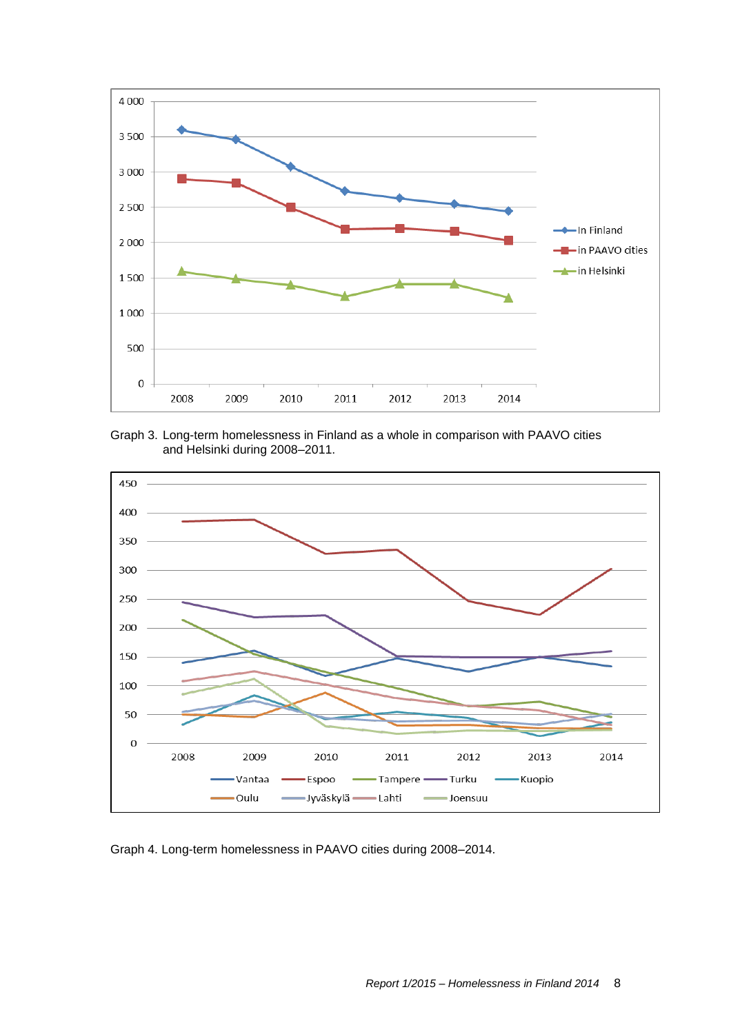Graph 3. Long-term homelessness in Finland as a whole in comparison with PAAVO cities and Helsinki during 2008–2011.

Graph 4. Long-term homelessness in PAAVO cities during 2008–2014.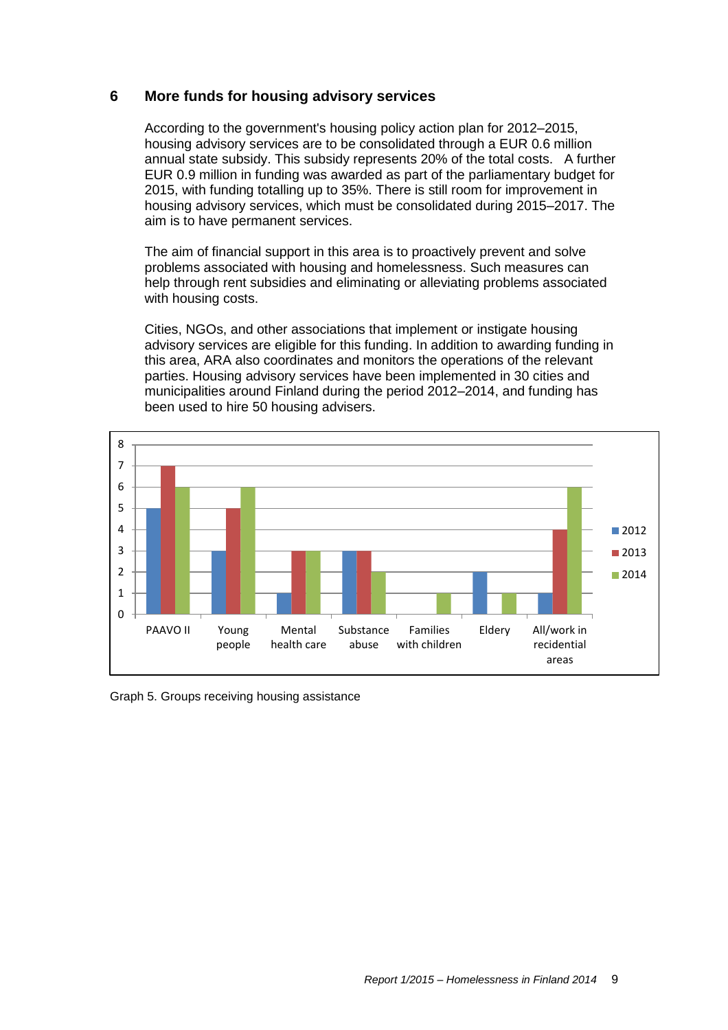## 6 More funds for housing advisory services

According to the government's housing policy action plan for 2012–2015, housing advisory services are to be consolidated through a EUR 0.6 million annual state subsidy. This subsidy represents 20% of the total costs. A further EUR 0.9 million in funding was awarded as part of the parliamentary budget for 2015, with funding totalling up to 35%. There is still room for improvement in housing advisory services, which must be consolidated during 2015–2017. The aim is to have permanent services.

The aim of financial support in this area is to proactively prevent and solve problems associated with housing and homelessness. Such measures can help through rent subsidies and eliminating or alleviating problems associated with housing costs.

Cities, NGOs, and other associations that implement or instigate housing advisory services are eligible for this funding. In addition to awarding funding in this area, ARA also coordinates and monitors the operations of the relevant parties. Housing advisory services have been implemented in 30 cities and municipalities around Finland during the period 2012–2014, and funding has been used to hire 50 housing advisers.

| | 2012 | 2013 | 2014 |
|---|---|---|---|
| PAAVO II | 5 | 7 | 6 |
| Young people | 3 | 5 | 6 |
| Mental health care | 1 | 3 | 3 |
| Substance abuse | 3 | 3 | 2 |
| Families with children | | | 1 |
| Eldery | 2 | | 1 |
| All/work in recidential areas | 1 | 4 | 6 |

Graph 5. Groups receiving housing assistance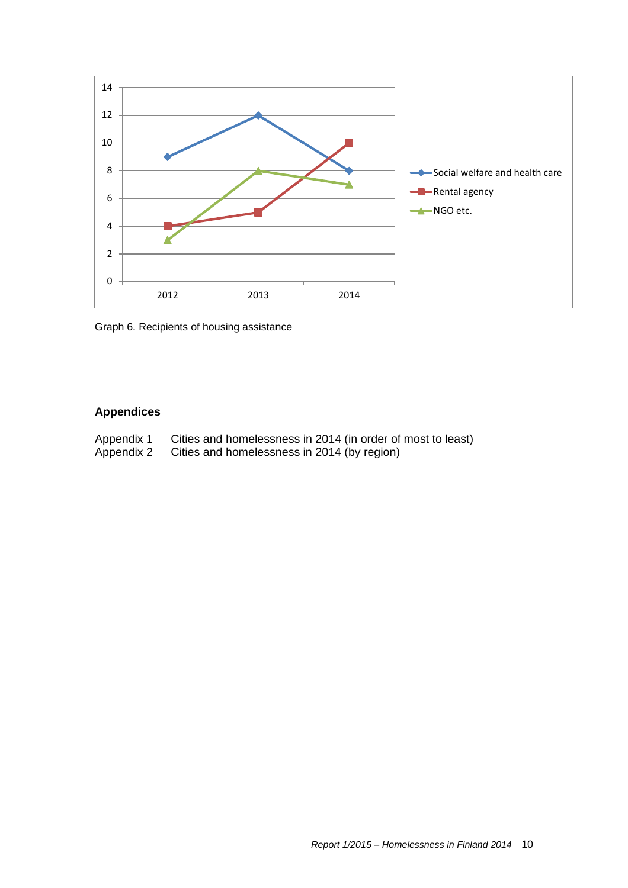14
12
10
8
6
4
2
0

2012
2013
2014

Social welfare and health care
Rental agency
NGO etc.

Graph 6. Recipients of housing assistance

## Appendices

Appendix 1 Cities and homelessness in 2014 (in order of most to least)
Appendix 2 Cities and homelessness in 2014 (by region)